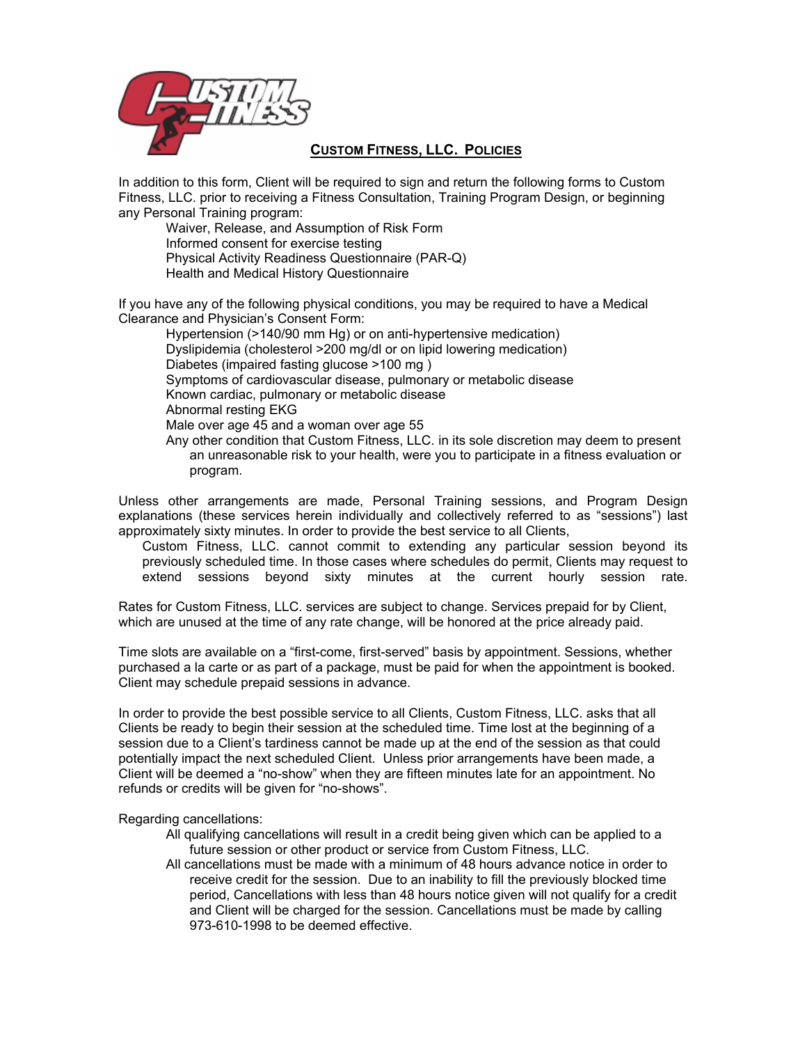# CUSTOM FITNESS, LLC. POLICIES

In addition to this form, Client will be required to sign and return the following forms to Custom Fitness, LLC. prior to receiving a Fitness Consultation, Training Program Design, or beginning any Personal Training program:

- Waiver, Release, and Assumption of Risk Form
- Informed consent for exercise testing
- Physical Activity Readiness Questionnaire (PAR-Q)
- Health and Medical History Questionnaire

If you have any of the following physical conditions, you may be required to have a Medical Clearance and Physician's Consent Form:

- Hypertension (>140/90 mm Hg) or on anti-hypertensive medication)
- Dyslipidemia (cholesterol >200 mg/dl or on lipid lowering medication)
- Diabetes (impaired fasting glucose >100 mg )
- Symptoms of cardiovascular disease, pulmonary or metabolic disease
- Known cardiac, pulmonary or metabolic disease
- Abnormal resting EKG
- Male over age 45 and a woman over age 55
- Any other condition that Custom Fitness, LLC. in its sole discretion may deem to present an unreasonable risk to your health, were you to participate in a fitness evaluation or program.

Unless other arrangements are made, Personal Training sessions, and Program Design explanations (these services herein individually and collectively referred to as "sessions") last approximately sixty minutes. In order to provide the best service to all Clients, Custom Fitness, LLC. cannot commit to extending any particular session beyond its previously scheduled time. In those cases where schedules do permit, Clients may request to extend sessions beyond sixty minutes at the current hourly session rate.

Rates for Custom Fitness, LLC. services are subject to change. Services prepaid for by Client, which are unused at the time of any rate change, will be honored at the price already paid.

Time slots are available on a "first-come, first-served" basis by appointment. Sessions, whether purchased a la carte or as part of a package, must be paid for when the appointment is booked. Client may schedule prepaid sessions in advance.

In order to provide the best possible service to all Clients, Custom Fitness, LLC. asks that all Clients be ready to begin their session at the scheduled time. Time lost at the beginning of a session due to a Client's tardiness cannot be made up at the end of the session as that could potentially impact the next scheduled Client. Unless prior arrangements have been made, a Client will be deemed a "no-show" when they are fifteen minutes late for an appointment. No refunds or credits will be given for "no-shows".

Regarding cancellations:

- All qualifying cancellations will result in a credit being given which can be applied to a future session or other product or service from Custom Fitness, LLC.
- All cancellations must be made with a minimum of 48 hours advance notice in order to receive credit for the session. Due to an inability to fill the previously blocked time period, Cancellations with less than 48 hours notice given will not qualify for a credit and Client will be charged for the session. Cancellations must be made by calling 973-610-1998 to be deemed effective.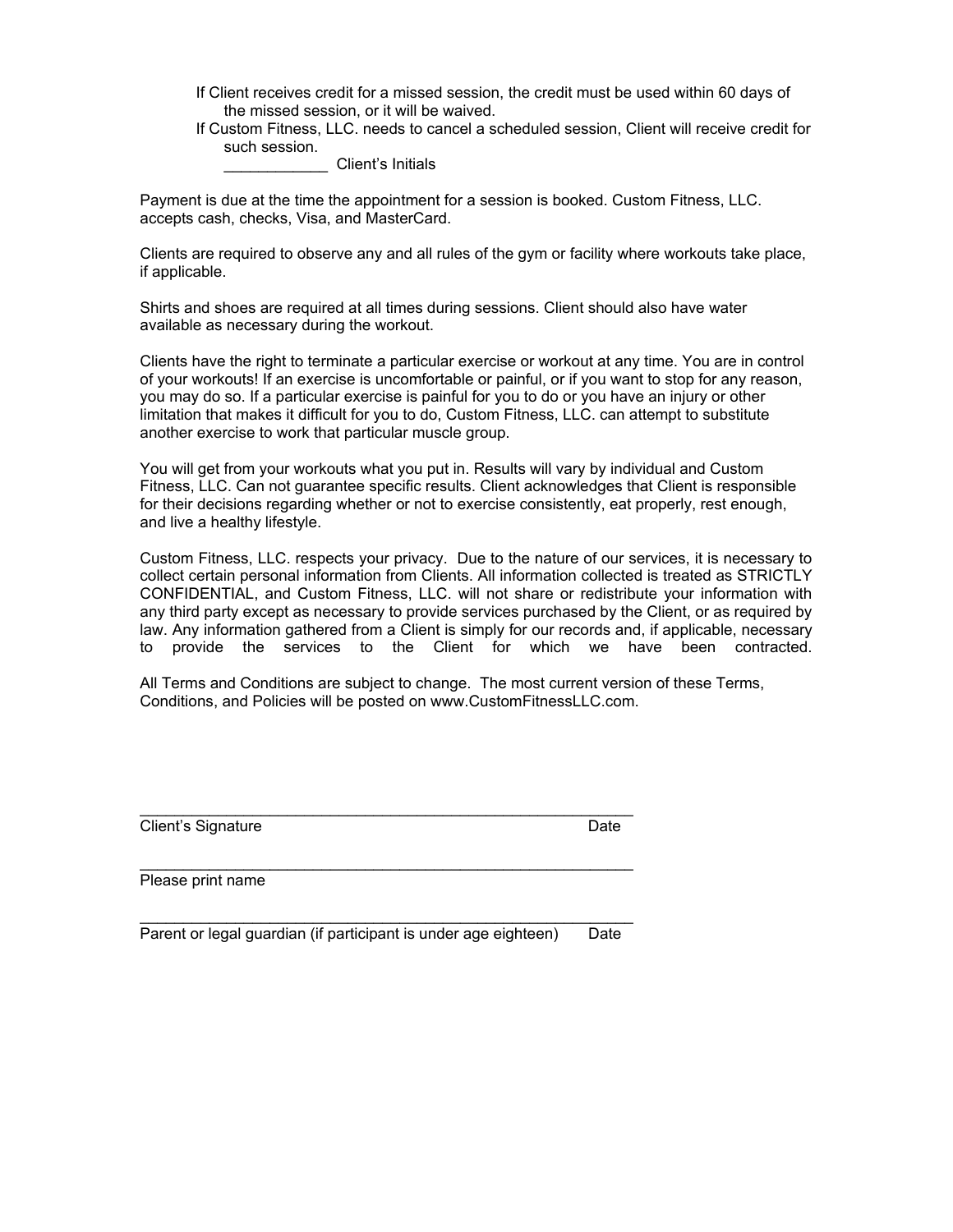If Client receives credit for a missed session, the credit must be used within 60 days of the missed session, or it will be waived.

If Custom Fitness, LLC. needs to cancel a scheduled session, Client will receive credit for such session.

____________ Client's Initials

Payment is due at the time the appointment for a session is booked. Custom Fitness, LLC. accepts cash, checks, Visa, and MasterCard.

Clients are required to observe any and all rules of the gym or facility where workouts take place, if applicable.

Shirts and shoes are required at all times during sessions. Client should also have water available as necessary during the workout.

Clients have the right to terminate a particular exercise or workout at any time. You are in control of your workouts! If an exercise is uncomfortable or painful, or if you want to stop for any reason, you may do so. If a particular exercise is painful for you to do or you have an injury or other limitation that makes it difficult for you to do, Custom Fitness, LLC. can attempt to substitute another exercise to work that particular muscle group.

You will get from your workouts what you put in. Results will vary by individual and Custom Fitness, LLC. Can not guarantee specific results. Client acknowledges that Client is responsible for their decisions regarding whether or not to exercise consistently, eat properly, rest enough, and live a healthy lifestyle.

Custom Fitness, LLC. respects your privacy. Due to the nature of our services, it is necessary to collect certain personal information from Clients. All information collected is treated as STRICTLY CONFIDENTIAL, and Custom Fitness, LLC. will not share or redistribute your information with any third party except as necessary to provide services purchased by the Client, or as required by law. Any information gathered from a Client is simply for our records and, if applicable, necessary to provide the services to the Client for which we have been contracted.

All Terms and Conditions are subject to change. The most current version of these Terms, Conditions, and Policies will be posted on www.CustomFitnessLLC.com.

____________________________________________________________

Client's Signature Date

____________________________________________________________

Please print name

____________________________________________________________

Parent or legal guardian (if participant is under age eighteen) Date